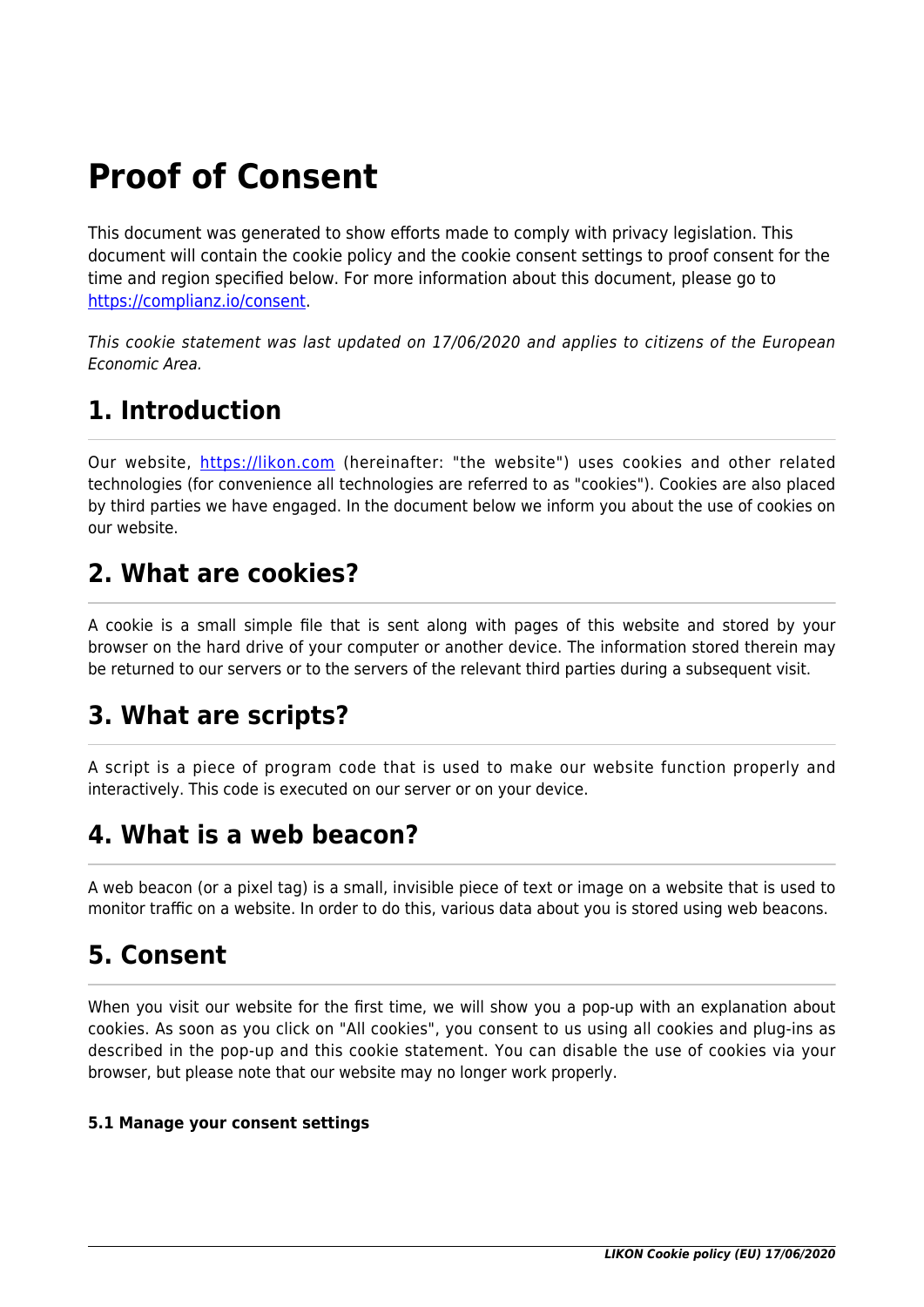# Proof of Consent

This document was generated to show efforts made to comply with privacy legislation. This document will contain the cookie policy and the cookie consent settings to proof consent for the time and region specified below. For more information about this document, please go to [https://complianz.io/consent](https://complianz.io/consent).

*This cookie statement was last updated on 17/06/2020 and applies to citizens of the European Economic Area.*

## 1. Introduction

Our website, [https://likon.com](https://likon.com) (hereinafter: "the website") uses cookies and other related technologies (for convenience all technologies are referred to as "cookies"). Cookies are also placed by third parties we have engaged. In the document below we inform you about the use of cookies on our website.

## 2. What are cookies?

A cookie is a small simple file that is sent along with pages of this website and stored by your browser on the hard drive of your computer or another device. The information stored therein may be returned to our servers or to the servers of the relevant third parties during a subsequent visit.

## 3. What are scripts?

A script is a piece of program code that is used to make our website function properly and interactively. This code is executed on our server or on your device.

## 4. What is a web beacon?

A web beacon (or a pixel tag) is a small, invisible piece of text or image on a website that is used to monitor traffic on a website. In order to do this, various data about you is stored using web beacons.

## 5. Consent

When you visit our website for the first time, we will show you a pop-up with an explanation about cookies. As soon as you click on "All cookies", you consent to us using all cookies and plug-ins as described in the pop-up and this cookie statement. You can disable the use of cookies via your browser, but please note that our website may no longer work properly.

#### 5.1 Manage your consent settings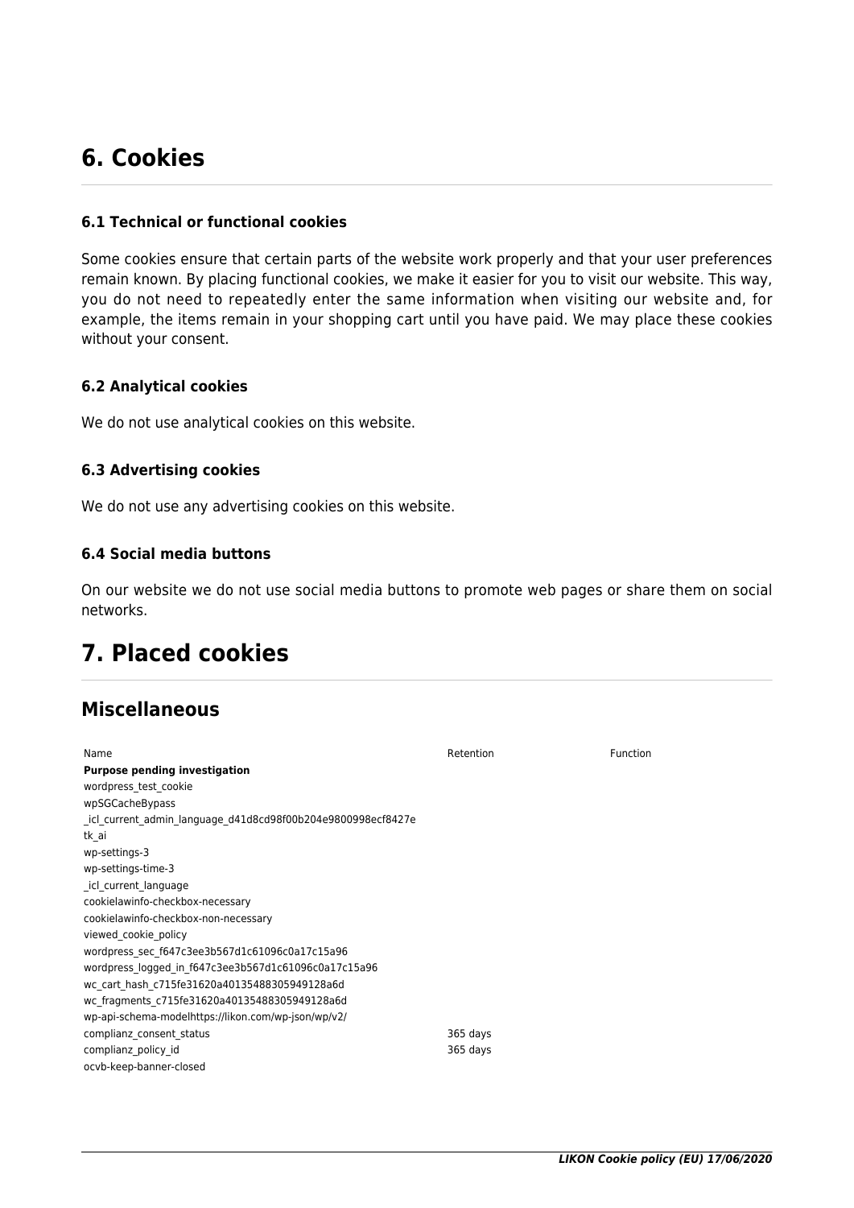# 6. Cookies

### 6.1 Technical or functional cookies

Some cookies ensure that certain parts of the website work properly and that your user preferences remain known. By placing functional cookies, we make it easier for you to visit our website. This way, you do not need to repeatedly enter the same information when visiting our website and, for example, the items remain in your shopping cart until you have paid. We may place these cookies without your consent.

### 6.2 Analytical cookies

We do not use analytical cookies on this website.

### 6.3 Advertising cookies

We do not use any advertising cookies on this website.

### 6.4 Social media buttons

On our website we do not use social media buttons to promote web pages or share them on social networks.

# 7. Placed cookies

## Miscellaneous

| Name | Retention | Function |
|---|---|---|
| **Purpose pending investigation** | | |
| wordpress_test_cookie | | |
| wpSGCacheBypass | | |
| _icl_current_admin_language_d41d8cd98f00b204e9800998ecf8427e | | |
| tk_ai | | |
| wp-settings-3 | | |
| wp-settings-time-3 | | |
| _icl_current_language | | |
| cookielawinfo-checkbox-necessary | | |
| cookielawinfo-checkbox-non-necessary | | |
| viewed_cookie_policy | | |
| wordpress_sec_f647c3ee3b567d1c61096c0a17c15a96 | | |
| wordpress_logged_in_f647c3ee3b567d1c61096c0a17c15a96 | | |
| wc_cart_hash_c715fe31620a40135488305949128a6d | | |
| wc_fragments_c715fe31620a40135488305949128a6d | | |
| wp-api-schema-modelhttps://likon.com/wp-json/wp/v2/ | | |
| complianz_consent_status | 365 days | |
| complianz_policy_id | 365 days | |
| ocvb-keep-banner-closed | | |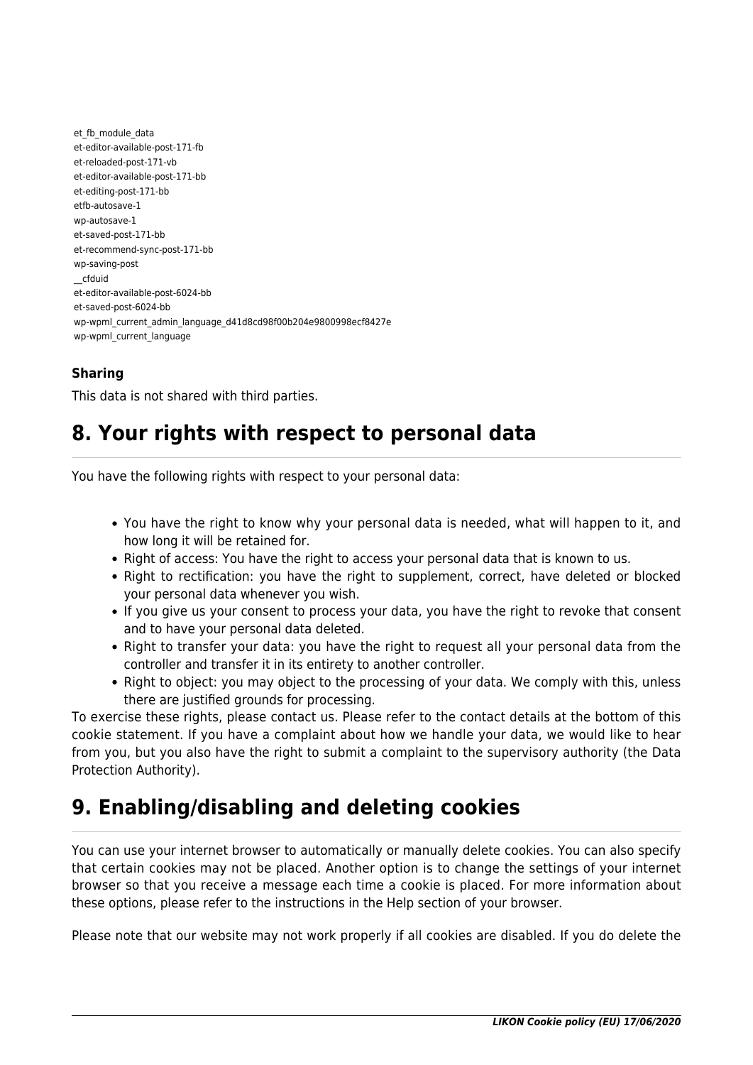et_fb_module_data
et-editor-available-post-171-fb
et-reloaded-post-171-vb
et-editor-available-post-171-bb
et-editing-post-171-bb
etfb-autosave-1
wp-autosave-1
et-saved-post-171-bb
et-recommend-sync-post-171-bb
wp-saving-post
__cfduid
et-editor-available-post-6024-bb
et-saved-post-6024-bb
wp-wpml_current_admin_language_d41d8cd98f00b204e9800998ecf8427e
wp-wpml_current_language

**Sharing**

This data is not shared with third parties.

# 8. Your rights with respect to personal data

You have the following rights with respect to your personal data:

- You have the right to know why your personal data is needed, what will happen to it, and how long it will be retained for.
- Right of access: You have the right to access your personal data that is known to us.
- Right to rectification: you have the right to supplement, correct, have deleted or blocked your personal data whenever you wish.
- If you give us your consent to process your data, you have the right to revoke that consent and to have your personal data deleted.
- Right to transfer your data: you have the right to request all your personal data from the controller and transfer it in its entirety to another controller.
- Right to object: you may object to the processing of your data. We comply with this, unless there are justified grounds for processing.

To exercise these rights, please contact us. Please refer to the contact details at the bottom of this cookie statement. If you have a complaint about how we handle your data, we would like to hear from you, but you also have the right to submit a complaint to the supervisory authority (the Data Protection Authority).

# 9. Enabling/disabling and deleting cookies

You can use your internet browser to automatically or manually delete cookies. You can also specify that certain cookies may not be placed. Another option is to change the settings of your internet browser so that you receive a message each time a cookie is placed. For more information about these options, please refer to the instructions in the Help section of your browser.

Please note that our website may not work properly if all cookies are disabled. If you do delete the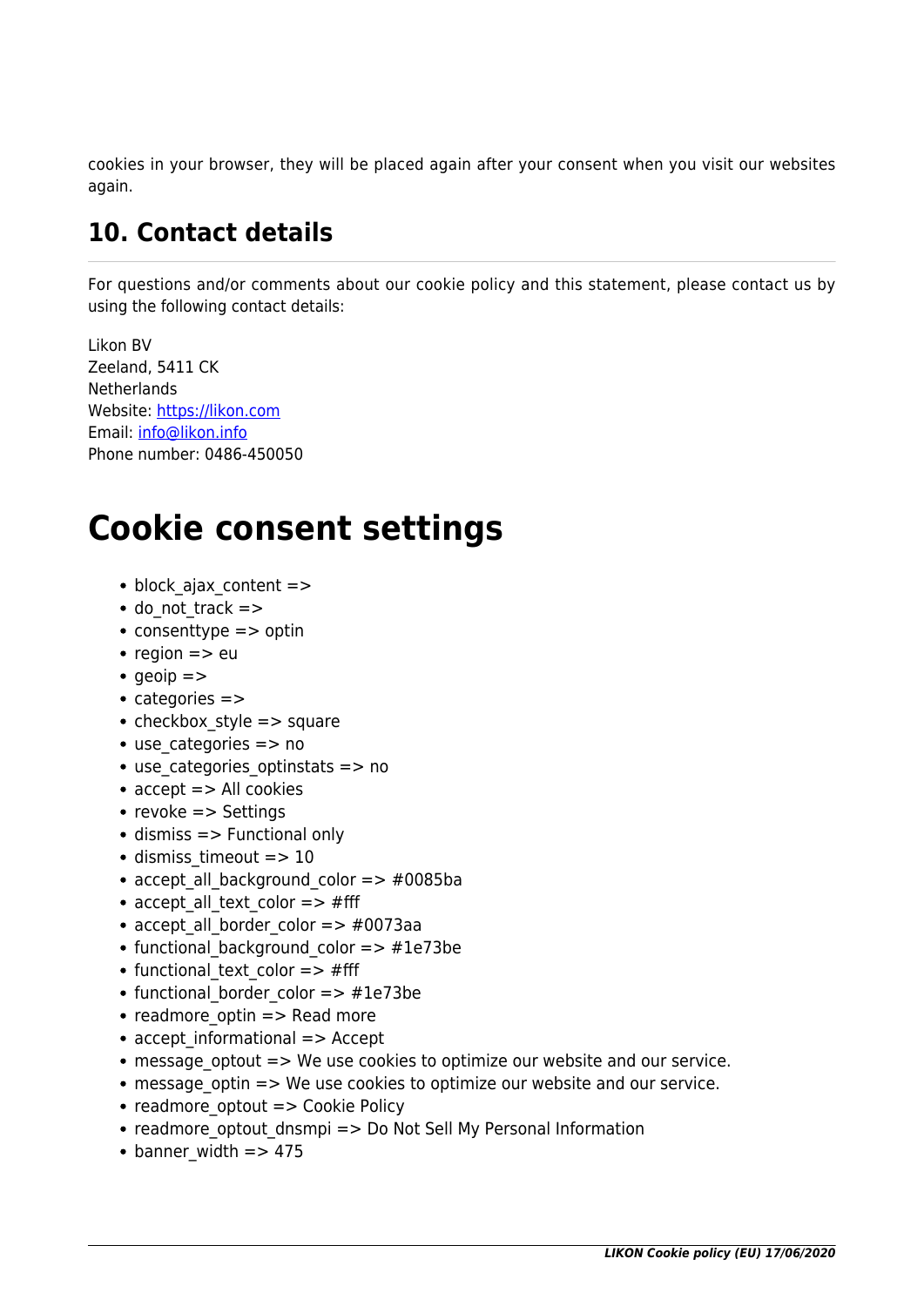cookies in your browser, they will be placed again after your consent when you visit our websites again.

## 10. Contact details

For questions and/or comments about our cookie policy and this statement, please contact us by using the following contact details:

Likon BV
Zeeland, 5411 CK
Netherlands
Website: https://likon.com
Email: info@likon.info
Phone number: 0486-450050

# Cookie consent settings

- block_ajax_content =>
- do_not_track =>
- consenttype => optin
- region => eu
- geoip =>
- categories =>
- checkbox_style => square
- use_categories => no
- use_categories_optinstats => no
- accept => All cookies
- revoke => Settings
- dismiss => Functional only
- dismiss_timeout => 10
- accept_all_background_color => #0085ba
- accept_all_text_color => #fff
- accept_all_border_color => #0073aa
- functional_background_color => #1e73be
- functional_text_color => #fff
- functional_border_color => #1e73be
- readmore_optin => Read more
- accept_informational => Accept
- message_optout => We use cookies to optimize our website and our service.
- message_optin => We use cookies to optimize our website and our service.
- readmore_optout => Cookie Policy
- readmore_optout_dnsmpi => Do Not Sell My Personal Information
- banner_width => 475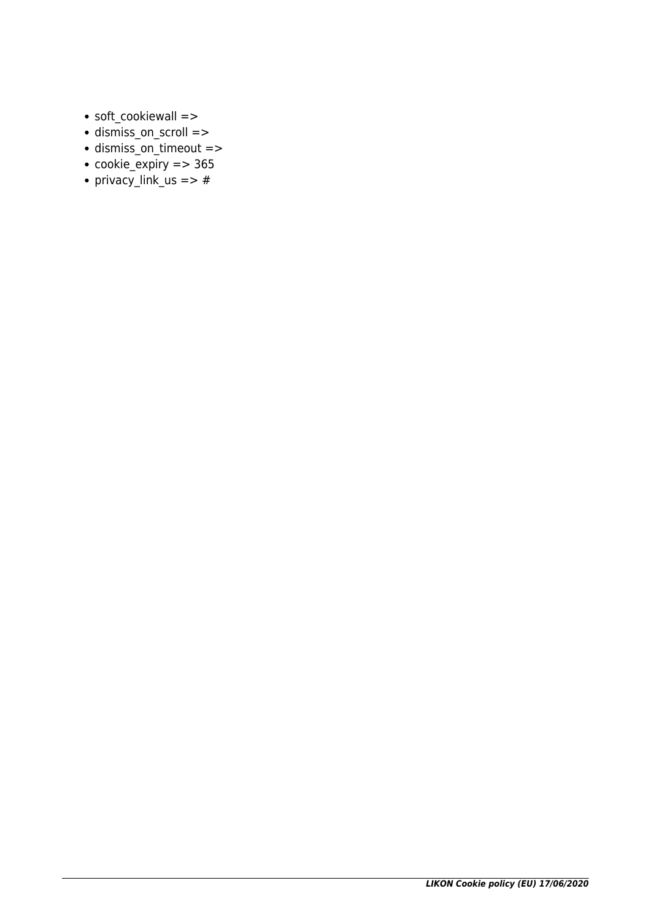- soft_cookiewall =>
- dismiss_on_scroll =>
- dismiss_on_timeout =>
- cookie_expiry => 365
- privacy_link_us => #